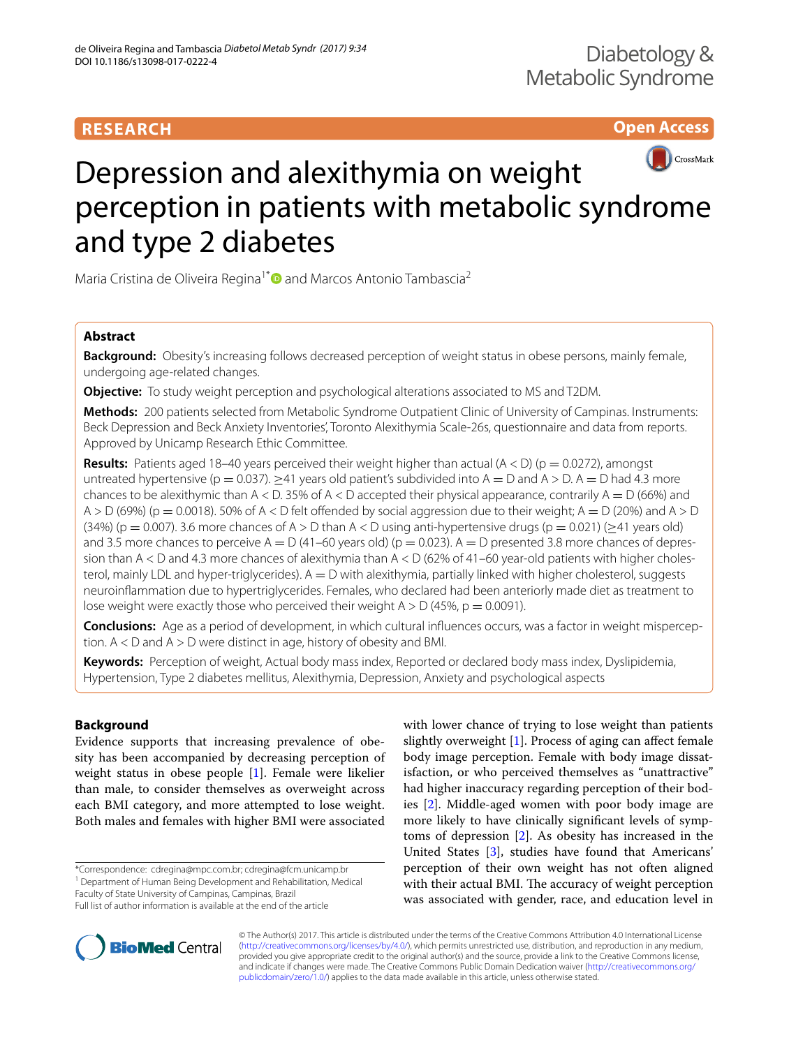RESEARCH

Open Access

# Depression and alexithymia on weight perception in patients with metabolic syndrome and type 2 diabetes

Maria Cristina de Oliveira Regina[1*] and Marcos Antonio Tambascia[2]

## Abstract

**Background:** Obesity's increasing follows decreased perception of weight status in obese persons, mainly female, undergoing age-related changes.

**Objective:** To study weight perception and psychological alterations associated to MS and T2DM.

**Methods:** 200 patients selected from Metabolic Syndrome Outpatient Clinic of University of Campinas. Instruments: Beck Depression and Beck Anxiety Inventories', Toronto Alexithymia Scale-26s, questionnaire and data from reports. Approved by Unicamp Research Ethic Committee.

**Results:** Patients aged 18–40 years perceived their weight higher than actual (A < D) ($p = 0.0272$), amongst untreated hypertensive ($p = 0.037$). ≥41 years old patient's subdivided into A = D and A > D. A = D had 4.3 more chances to be alexithymic than A < D. 35% of A < D accepted their physical appearance, contrarily A = D (66%) and A > D (69%) ($p = 0.0018$). 50% of A < D felt offended by social aggression due to their weight; A = D (20%) and A > D (34%) ($p = 0.007$). 3.6 more chances of A > D than A < D using anti-hypertensive drugs ($p = 0.021$) (≥41 years old) and 3.5 more chances to perceive A = D (41–60 years old) ($p = 0.023$). A = D presented 3.8 more chances of depression than A < D and 4.3 more chances of alexithymia than A < D (62% of 41–60 year-old patients with higher cholesterol, mainly LDL and hyper-triglycerides). A = D with alexithymia, partially linked with higher cholesterol, suggests neuroinflammation due to hypertriglycerides. Females, who declared had been anteriorly made diet as treatment to lose weight were exactly those who perceived their weight A > D (45%, $p = 0.0091$).

**Conclusions:** Age as a period of development, in which cultural influences occurs, was a factor in weight misperception. A < D and A > D were distinct in age, history of obesity and BMI.

**Keywords:** Perception of weight, Actual body mass index, Reported or declared body mass index, Dyslipidemia, Hypertension, Type 2 diabetes mellitus, Alexithymia, Depression, Anxiety and psychological aspects

## Background

Evidence supports that increasing prevalence of obesity has been accompanied by decreasing perception of weight status in obese people [1]. Female were likelier than male, to consider themselves as overweight across each BMI category, and more attempted to lose weight. Both males and females with higher BMI were associated with lower chance of trying to lose weight than patients slightly overweight [1]. Process of aging can affect female body image perception. Female with body image dissatisfaction, or who perceived themselves as "unattractive" had higher inaccuracy regarding perception of their bodies [2]. Middle-aged women with poor body image are more likely to have clinically significant levels of symptoms of depression [2]. As obesity has increased in the United States [3], studies have found that Americans' perception of their own weight has not often aligned with their actual BMI. The accuracy of weight perception was associated with gender, race, and education level in

*Correspondence: cdregina@mpc.com.br; cdregina@fcm.unicamp.br
[1] Department of Human Being Development and Rehabilitation, Medical Faculty of State University of Campinas, Campinas, Brazil
Full list of author information is available at the end of the article

© The Author(s) 2017. This article is distributed under the terms of the Creative Commons Attribution 4.0 International License (http://creativecommons.org/licenses/by/4.0/), which permits unrestricted use, distribution, and reproduction in any medium, provided you give appropriate credit to the original author(s) and the source, provide a link to the Creative Commons license, and indicate if changes were made. The Creative Commons Public Domain Dedication waiver (http://creativecommons.org/publicdomain/zero/1.0/) applies to the data made available in this article, unless otherwise stated.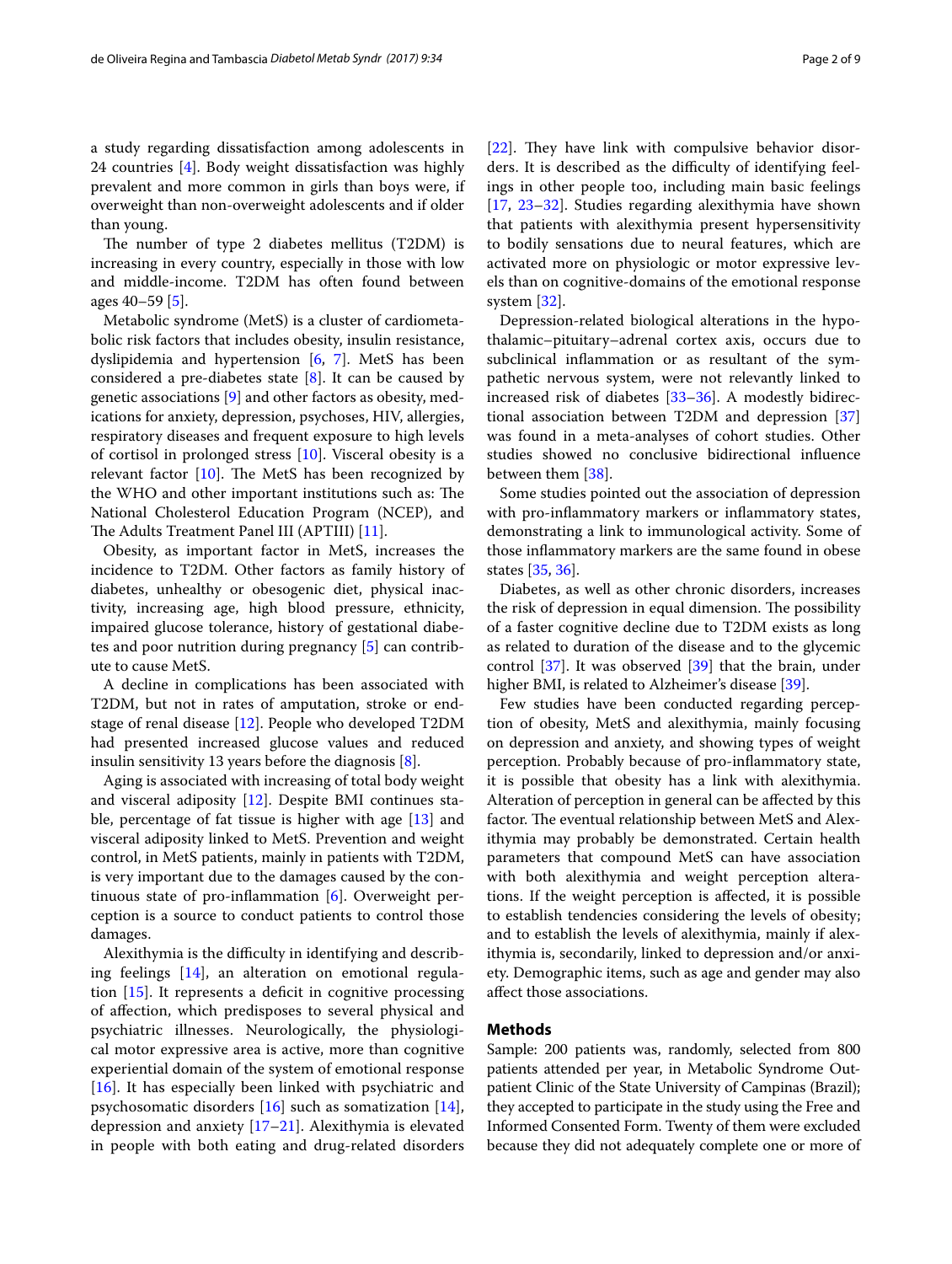a study regarding dissatisfaction among adolescents in 24 countries [4]. Body weight dissatisfaction was highly prevalent and more common in girls than boys were, if overweight than non-overweight adolescents and if older than young.

The number of type 2 diabetes mellitus (T2DM) is increasing in every country, especially in those with low and middle-income. T2DM has often found between ages 40–59 [5].

Metabolic syndrome (MetS) is a cluster of cardiometabolic risk factors that includes obesity, insulin resistance, dyslipidemia and hypertension [6, 7]. MetS has been considered a pre-diabetes state [8]. It can be caused by genetic associations [9] and other factors as obesity, medications for anxiety, depression, psychoses, HIV, allergies, respiratory diseases and frequent exposure to high levels of cortisol in prolonged stress [10]. Visceral obesity is a relevant factor [10]. The MetS has been recognized by the WHO and other important institutions such as: The National Cholesterol Education Program (NCEP), and The Adults Treatment Panel III (APTIII) [11].

Obesity, as important factor in MetS, increases the incidence to T2DM. Other factors as family history of diabetes, unhealthy or obesogenic diet, physical inactivity, increasing age, high blood pressure, ethnicity, impaired glucose tolerance, history of gestational diabetes and poor nutrition during pregnancy [5] can contribute to cause MetS.

A decline in complications has been associated with T2DM, but not in rates of amputation, stroke or end-stage of renal disease [12]. People who developed T2DM had presented increased glucose values and reduced insulin sensitivity 13 years before the diagnosis [8].

Aging is associated with increasing of total body weight and visceral adiposity [12]. Despite BMI continues stable, percentage of fat tissue is higher with age [13] and visceral adiposity linked to MetS. Prevention and weight control, in MetS patients, mainly in patients with T2DM, is very important due to the damages caused by the continuous state of pro-inflammation [6]. Overweight perception is a source to conduct patients to control those damages.

Alexithymia is the difficulty in identifying and describing feelings [14], an alteration on emotional regulation [15]. It represents a deficit in cognitive processing of affection, which predisposes to several physical and psychiatric illnesses. Neurologically, the physiological motor expressive area is active, more than cognitive experiential domain of the system of emotional response [16]. It has especially been linked with psychiatric and psychosomatic disorders [16] such as somatization [14], depression and anxiety [17–21]. Alexithymia is elevated in people with both eating and drug-related disorders [22]. They have link with compulsive behavior disorders. It is described as the difficulty of identifying feelings in other people too, including main basic feelings [17, 23–32]. Studies regarding alexithymia have shown that patients with alexithymia present hypersensitivity to bodily sensations due to neural features, which are activated more on physiologic or motor expressive levels than on cognitive-domains of the emotional response system [32].

Depression-related biological alterations in the hypothalamic–pituitary–adrenal cortex axis, occurs due to subclinical inflammation or as resultant of the sympathetic nervous system, were not relevantly linked to increased risk of diabetes [33–36]. A modestly bidirectional association between T2DM and depression [37] was found in a meta-analyses of cohort studies. Other studies showed no conclusive bidirectional influence between them [38].

Some studies pointed out the association of depression with pro-inflammatory markers or inflammatory states, demonstrating a link to immunological activity. Some of those inflammatory markers are the same found in obese states [35, 36].

Diabetes, as well as other chronic disorders, increases the risk of depression in equal dimension. The possibility of a faster cognitive decline due to T2DM exists as long as related to duration of the disease and to the glycemic control [37]. It was observed [39] that the brain, under higher BMI, is related to Alzheimer's disease [39].

Few studies have been conducted regarding perception of obesity, MetS and alexithymia, mainly focusing on depression and anxiety, and showing types of weight perception. Probably because of pro-inflammatory state, it is possible that obesity has a link with alexithymia. Alteration of perception in general can be affected by this factor. The eventual relationship between MetS and Alexithymia may probably be demonstrated. Certain health parameters that compound MetS can have association with both alexithymia and weight perception alterations. If the weight perception is affected, it is possible to establish tendencies considering the levels of obesity; and to establish the levels of alexithymia, mainly if alexithymia is, secondarily, linked to depression and/or anxiety. Demographic items, such as age and gender may also affect those associations.

## Methods

Sample: 200 patients was, randomly, selected from 800 patients attended per year, in Metabolic Syndrome Outpatient Clinic of the State University of Campinas (Brazil); they accepted to participate in the study using the Free and Informed Consented Form. Twenty of them were excluded because they did not adequately complete one or more of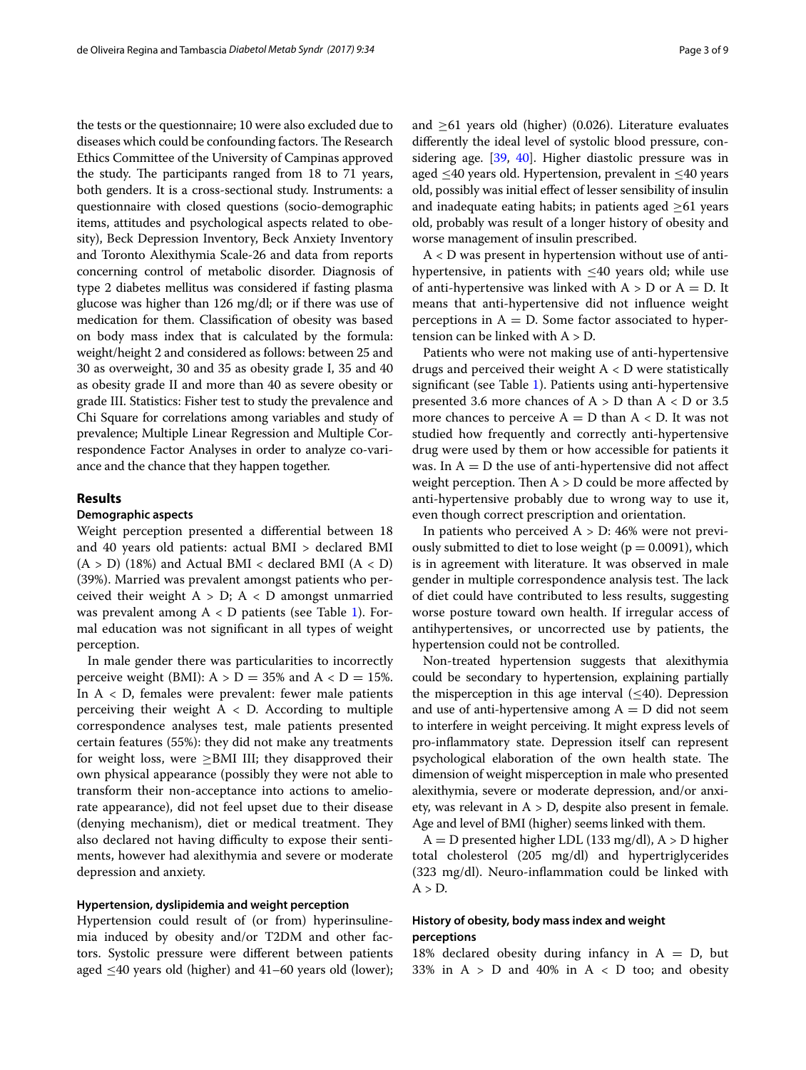the tests or the questionnaire; 10 were also excluded due to diseases which could be confounding factors. The Research Ethics Committee of the University of Campinas approved the study. The participants ranged from 18 to 71 years, both genders. It is a cross-sectional study. Instruments: a questionnaire with closed questions (socio-demographic items, attitudes and psychological aspects related to obesity), Beck Depression Inventory, Beck Anxiety Inventory and Toronto Alexithymia Scale-26 and data from reports concerning control of metabolic disorder. Diagnosis of type 2 diabetes mellitus was considered if fasting plasma glucose was higher than 126 mg/dl; or if there was use of medication for them. Classification of obesity was based on body mass index that is calculated by the formula: weight/height 2 and considered as follows: between 25 and 30 as overweight, 30 and 35 as obesity grade I, 35 and 40 as obesity grade II and more than 40 as severe obesity or grade III. Statistics: Fisher test to study the prevalence and Chi Square for correlations among variables and study of prevalence; Multiple Linear Regression and Multiple Correspondence Factor Analyses in order to analyze co-variance and the chance that they happen together.

## Results

### Demographic aspects

Weight perception presented a differential between 18 and 40 years old patients: actual BMI > declared BMI (A > D) (18%) and Actual BMI < declared BMI (A < D) (39%). Married was prevalent amongst patients who perceived their weight A > D; A < D amongst unmarried was prevalent among A < D patients (see Table 1). Formal education was not significant in all types of weight perception.

In male gender there was particularities to incorrectly perceive weight (BMI): A > D = 35% and A < D = 15%. In A < D, females were prevalent: fewer male patients perceiving their weight A < D. According to multiple correspondence analyses test, male patients presented certain features (55%): they did not make any treatments for weight loss, were ≥BMI III; they disapproved their own physical appearance (possibly they were not able to transform their non-acceptance into actions to ameliorate appearance), did not feel upset due to their disease (denying mechanism), diet or medical treatment. They also declared not having difficulty to expose their sentiments, however had alexithymia and severe or moderate depression and anxiety.

### Hypertension, dyslipidemia and weight perception

Hypertension could result of (or from) hyperinsulinemia induced by obesity and/or T2DM and other factors. Systolic pressure were different between patients aged ≤40 years old (higher) and 41–60 years old (lower); and ≥61 years old (higher) (0.026). Literature evaluates differently the ideal level of systolic blood pressure, considering age. [39, 40]. Higher diastolic pressure was in aged ≤40 years old. Hypertension, prevalent in ≤40 years old, possibly was initial effect of lesser sensibility of insulin and inadequate eating habits; in patients aged ≥61 years old, probably was result of a longer history of obesity and worse management of insulin prescribed.

A < D was present in hypertension without use of anti-hypertensive, in patients with ≤40 years old; while use of anti-hypertensive was linked with A > D or A = D. It means that anti-hypertensive did not influence weight perceptions in A = D. Some factor associated to hypertension can be linked with A > D.

Patients who were not making use of anti-hypertensive drugs and perceived their weight A < D were statistically significant (see Table 1). Patients using anti-hypertensive presented 3.6 more chances of A > D than A < D or 3.5 more chances to perceive A = D than A < D. It was not studied how frequently and correctly anti-hypertensive drug were used by them or how accessible for patients it was. In A = D the use of anti-hypertensive did not affect weight perception. Then A > D could be more affected by anti-hypertensive probably due to wrong way to use it, even though correct prescription and orientation.

In patients who perceived A > D: 46% were not previously submitted to diet to lose weight ($p = 0.0091$), which is in agreement with literature. It was observed in male gender in multiple correspondence analysis test. The lack of diet could have contributed to less results, suggesting worse posture toward own health. If irregular access of antihypertensives, or uncorrected use by patients, the hypertension could not be controlled.

Non-treated hypertension suggests that alexithymia could be secondary to hypertension, explaining partially the misperception in this age interval (≤40). Depression and use of anti-hypertensive among A = D did not seem to interfere in weight perceiving. It might express levels of pro-inflammatory state. Depression itself can represent psychological elaboration of the own health state. The dimension of weight misperception in male who presented alexithymia, severe or moderate depression, and/or anxiety, was relevant in A > D, despite also present in female. Age and level of BMI (higher) seems linked with them.

A = D presented higher LDL (133 mg/dl), A > D higher total cholesterol (205 mg/dl) and hypertriglycerides (323 mg/dl). Neuro-inflammation could be linked with A > D.

### History of obesity, body mass index and weight perceptions

18% declared obesity during infancy in A = D, but 33% in A > D and 40% in A < D too; and obesity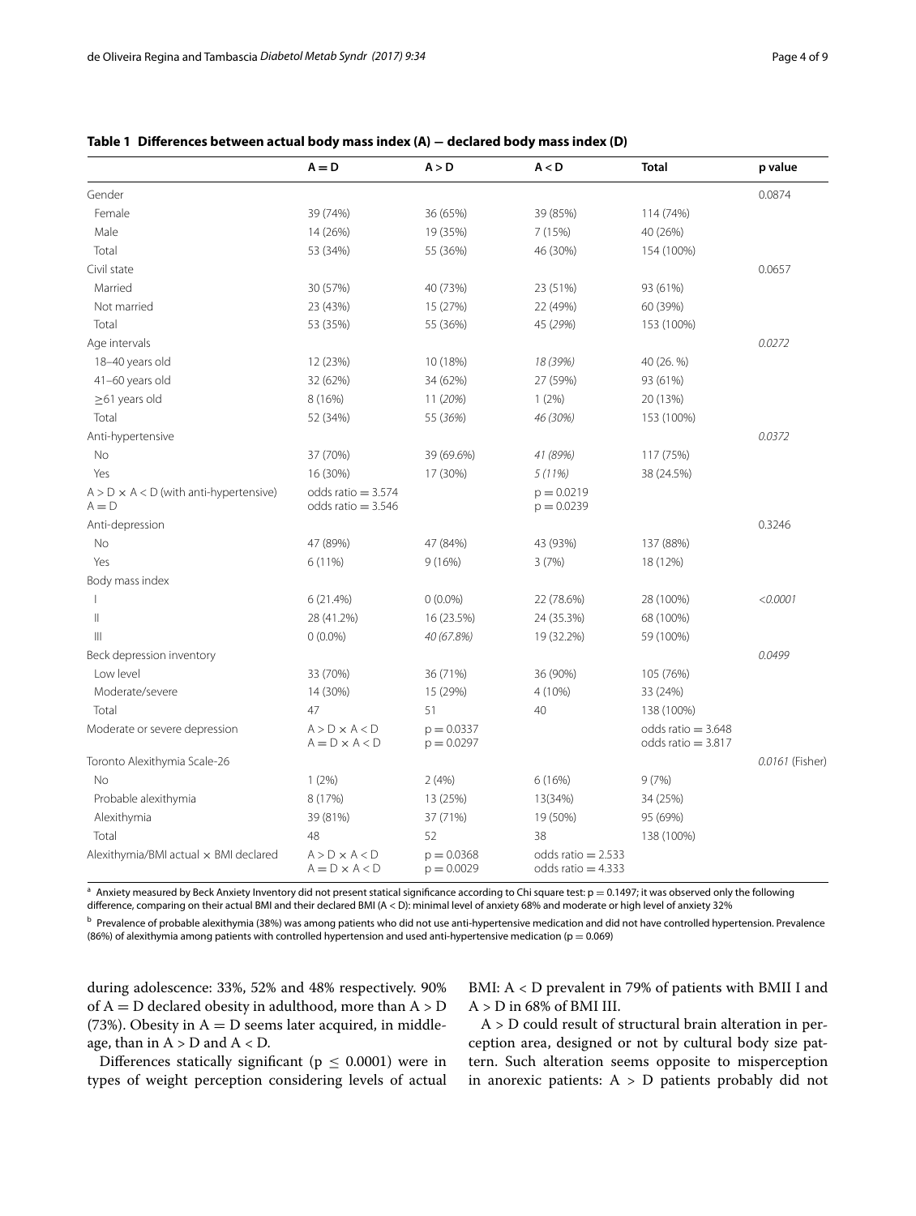**Table 1 Differences between actual body mass index (A) − declared body mass index (D)**

| | A = D | A > D | A < D | Total | p value |
|---|---|---|---|---|---|
| Gender | | | | | 0.0874 |
| Female | 39 (74%) | 36 (65%) | 39 (85%) | 114 (74%) | |
| Male | 14 (26%) | 19 (35%) | 7 (15%) | 40 (26%) | |
| Total | 53 (34%) | 55 (36%) | 46 (30%) | 154 (100%) | |
| Civil state | | | | | 0.0657 |
| Married | 30 (57%) | 40 (73%) | 23 (51%) | 93 (61%) | |
| Not married | 23 (43%) | 15 (27%) | 22 (49%) | 60 (39%) | |
| Total | 53 (35%) | 55 (36%) | 45 (*29%*) | 153 (100%) | |
| Age intervals | | | | | *0.0272* |
| 18–40 years old | 12 (23%) | 10 (18%) | *18 (39%)* | 40 (26. %) | |
| 41–60 years old | 32 (62%) | 34 (62%) | 27 (59%) | 93 (61%) | |
| ≥61 years old | 8 (16%) | 11 (*20%*) | 1 (2%) | 20 (13%) | |
| Total | 52 (34%) | 55 (*36%*) | *46 (30%)* | 153 (100%) | |
| Anti-hypertensive | | | | | *0.0372* |
| No | 37 (70%) | 39 (69.6%) | *41 (89%)* | 117 (75%) | |
| Yes | 16 (30%) | 17 (30%) | *5 (11%)* | 38 (24.5%) | |
| A > D × A < D (with anti-hypertensive) A = D | odds ratio = 3.574 odds ratio = 3.546 | | p = 0.0219 p = 0.0239 | | |
| Anti-depression | | | | | 0.3246 |
| No | 47 (89%) | 47 (84%) | 43 (93%) | 137 (88%) | |
| Yes | 6 (11%) | 9 (16%) | 3 (7%) | 18 (12%) | |
| Body mass index | | | | | |
| I | 6 (21.4%) | 0 (0.0%) | 22 (78.6%) | 28 (100%) | *<0.0001* |
| II | 28 (41.2%) | 16 (23.5%) | 24 (35.3%) | 68 (100%) | |
| III | 0 (0.0%) | *40 (67.8%)* | 19 (32.2%) | 59 (100%) | |
| Beck depression inventory | | | | | *0.0499* |
| Low level | 33 (70%) | 36 (71%) | 36 (90%) | 105 (76%) | |
| Moderate/severe | 14 (30%) | 15 (29%) | 4 (10%) | 33 (24%) | |
| Total | 47 | 51 | 40 | 138 (100%) | |
| Moderate or severe depression | A > D × A < D A = D × A < D | p = 0.0337 p = 0.0297 | | odds ratio = 3.648 odds ratio = 3.817 | |
| Toronto Alexithymia Scale-26 | | | | | *0.0161* (Fisher) |
| No | 1 (2%) | 2 (4%) | 6 (16%) | 9 (7%) | |
| Probable alexithymia | 8 (17%) | 13 (25%) | 13(34%) | 34 (25%) | |
| Alexithymia | 39 (81%) | 37 (71%) | 19 (50%) | 95 (69%) | |
| Total | 48 | 52 | 38 | 138 (100%) | |
| Alexithymia/BMI actual × BMI declared | A > D × A < D A = D × A < D | p = 0.0368 p = 0.0029 | odds ratio = 2.533 odds ratio = 4.333 | | |

[a] Anxiety measured by Beck Anxiety Inventory did not present statical significance according to Chi square test: p = 0.1497; it was observed only the following difference, comparing on their actual BMI and their declared BMI (A < D): minimal level of anxiety 68% and moderate or high level of anxiety 32%

[b] Prevalence of probable alexithymia (38%) was among patients who did not use anti-hypertensive medication and did not have controlled hypertension. Prevalence (86%) of alexithymia among patients with controlled hypertension and used anti-hypertensive medication (p = 0.069)

during adolescence: 33%, 52% and 48% respectively. 90% of A = D declared obesity in adulthood, more than A > D (73%). Obesity in A = D seems later acquired, in middle-age, than in A > D and A < D.

Differences statically significant ($p \leq 0.0001$) were in types of weight perception considering levels of actual BMI: A < D prevalent in 79% of patients with BMII I and A > D in 68% of BMI III.

A > D could result of structural brain alteration in perception area, designed or not by cultural body size pattern. Such alteration seems opposite to misperception in anorexic patients: A > D patients probably did not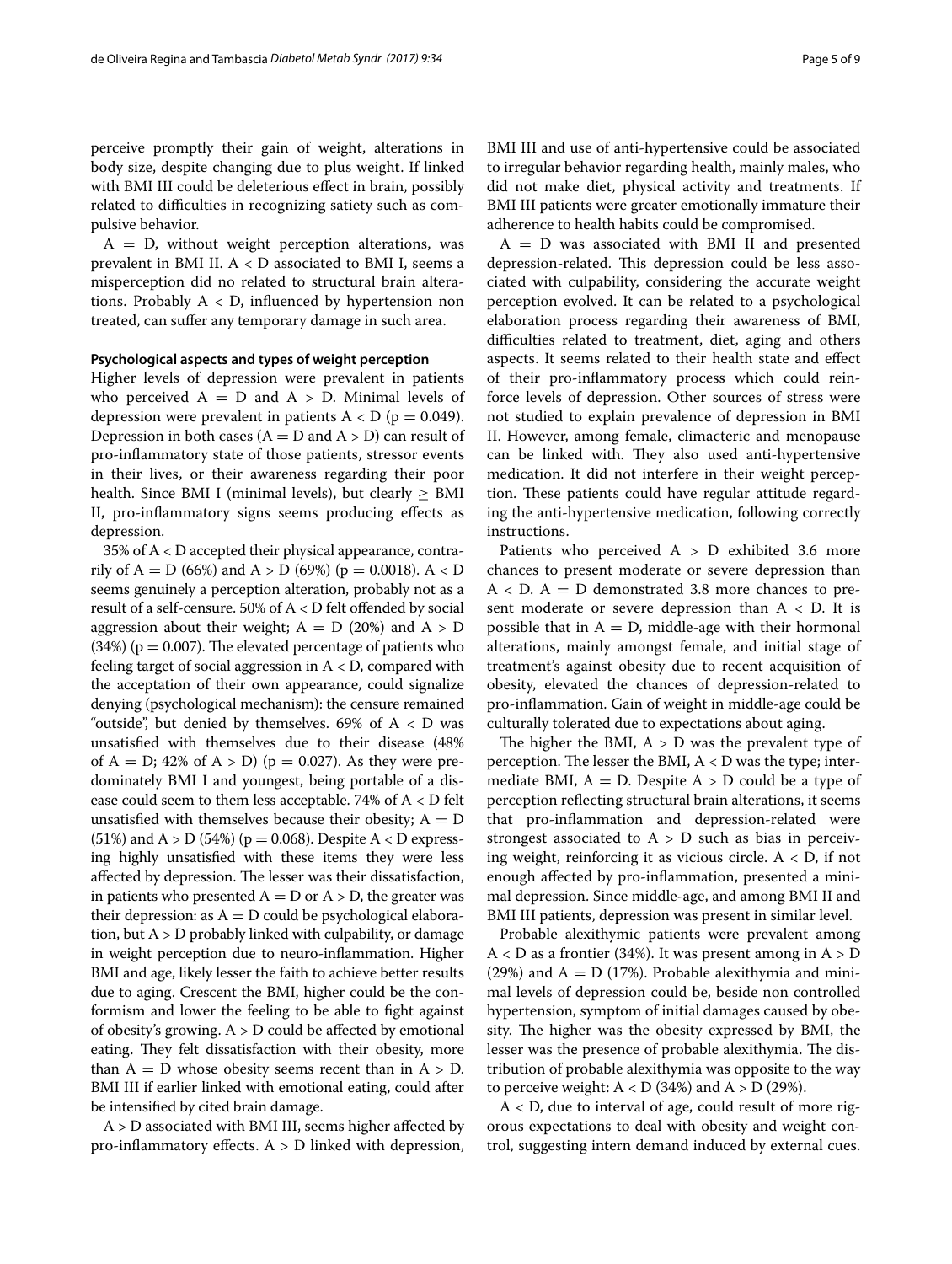perceive promptly their gain of weight, alterations in body size, despite changing due to plus weight. If linked with BMI III could be deleterious effect in brain, possibly related to difficulties in recognizing satiety such as compulsive behavior.

A = D, without weight perception alterations, was prevalent in BMI II. A < D associated to BMI I, seems a misperception did no related to structural brain alterations. Probably A < D, influenced by hypertension non treated, can suffer any temporary damage in such area.

#### Psychological aspects and types of weight perception

Higher levels of depression were prevalent in patients who perceived A = D and A > D. Minimal levels of depression were prevalent in patients A < D ($p = 0.049$). Depression in both cases (A = D and A > D) can result of pro-inflammatory state of those patients, stressor events in their lives, or their awareness regarding their poor health. Since BMI I (minimal levels), but clearly ≥ BMI II, pro-inflammatory signs seems producing effects as depression.

35% of A < D accepted their physical appearance, contrarily of A = D (66%) and A > D (69%) ($p = 0.0018$). A < D seems genuinely a perception alteration, probably not as a result of a self-censure. 50% of A < D felt offended by social aggression about their weight; A = D (20%) and A > D (34%) ($p = 0.007$). The elevated percentage of patients who feeling target of social aggression in A < D, compared with the acceptation of their own appearance, could signalize denying (psychological mechanism): the censure remained "outside", but denied by themselves. 69% of A < D was unsatisfied with themselves due to their disease (48% of A = D; 42% of A > D) ($p = 0.027$). As they were predominately BMI I and youngest, being portable of a disease could seem to them less acceptable. 74% of A < D felt unsatisfied with themselves because their obesity; A = D (51%) and A > D (54%) ($p = 0.068$). Despite A < D expressing highly unsatisfied with these items they were less affected by depression. The lesser was their dissatisfaction, in patients who presented A = D or A > D, the greater was their depression: as A = D could be psychological elaboration, but A > D probably linked with culpability, or damage in weight perception due to neuro-inflammation. Higher BMI and age, likely lesser the faith to achieve better results due to aging. Crescent the BMI, higher could be the conformism and lower the feeling to be able to fight against of obesity's growing. A > D could be affected by emotional eating. They felt dissatisfaction with their obesity, more than A = D whose obesity seems recent than in A > D. BMI III if earlier linked with emotional eating, could after be intensified by cited brain damage.

A > D associated with BMI III, seems higher affected by pro-inflammatory effects. A > D linked with depression, BMI III and use of anti-hypertensive could be associated to irregular behavior regarding health, mainly males, who did not make diet, physical activity and treatments. If BMI III patients were greater emotionally immature their adherence to health habits could be compromised.

A = D was associated with BMI II and presented depression-related. This depression could be less associated with culpability, considering the accurate weight perception evolved. It can be related to a psychological elaboration process regarding their awareness of BMI, difficulties related to treatment, diet, aging and others aspects. It seems related to their health state and effect of their pro-inflammatory process which could reinforce levels of depression. Other sources of stress were not studied to explain prevalence of depression in BMI II. However, among female, climacteric and menopause can be linked with. They also used anti-hypertensive medication. It did not interfere in their weight perception. These patients could have regular attitude regarding the anti-hypertensive medication, following correctly instructions.

Patients who perceived A > D exhibited 3.6 more chances to present moderate or severe depression than A < D. A = D demonstrated 3.8 more chances to present moderate or severe depression than A < D. It is possible that in A = D, middle-age with their hormonal alterations, mainly amongst female, and initial stage of treatment's against obesity due to recent acquisition of obesity, elevated the chances of depression-related to pro-inflammation. Gain of weight in middle-age could be culturally tolerated due to expectations about aging.

The higher the BMI, A > D was the prevalent type of perception. The lesser the BMI, A < D was the type; intermediate BMI, A = D. Despite A > D could be a type of perception reflecting structural brain alterations, it seems that pro-inflammation and depression-related were strongest associated to A > D such as bias in perceiving weight, reinforcing it as vicious circle. A < D, if not enough affected by pro-inflammation, presented a minimal depression. Since middle-age, and among BMI II and BMI III patients, depression was present in similar level.

Probable alexithymic patients were prevalent among A < D as a frontier (34%). It was present among in A > D (29%) and A = D (17%). Probable alexithymia and minimal levels of depression could be, beside non controlled hypertension, symptom of initial damages caused by obesity. The higher was the obesity expressed by BMI, the lesser was the presence of probable alexithymia. The distribution of probable alexithymia was opposite to the way to perceive weight: A < D (34%) and A > D (29%).

A < D, due to interval of age, could result of more rigorous expectations to deal with obesity and weight control, suggesting intern demand induced by external cues.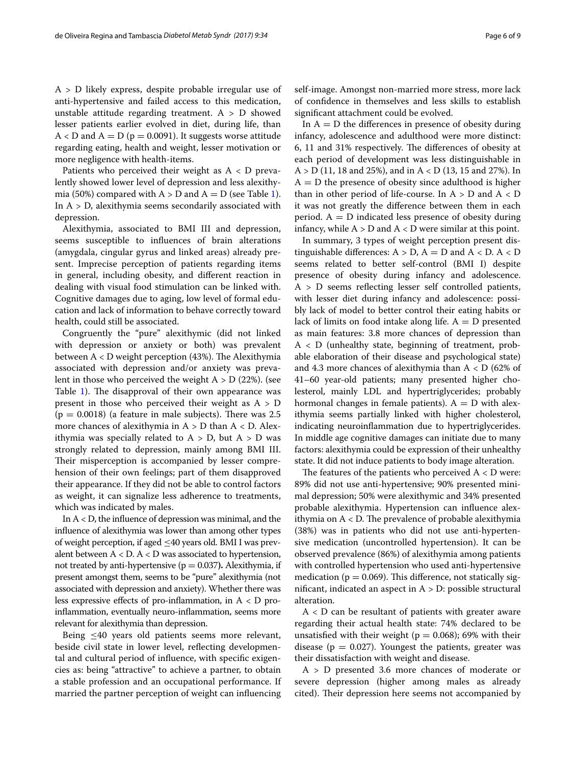A > D likely express, despite probable irregular use of anti-hypertensive and failed access to this medication, unstable attitude regarding treatment. A > D showed lesser patients earlier evolved in diet, during life, than A < D and A = D ($p = 0.0091$). It suggests worse attitude regarding eating, health and weight, lesser motivation or more negligence with health-items.

Patients who perceived their weight as A < D prevalently showed lower level of depression and less alexithymia (50%) compared with A > D and A = D (see Table 1). In A > D, alexithymia seems secondarily associated with depression.

Alexithymia, associated to BMI III and depression, seems susceptible to influences of brain alterations (amygdala, cingular gyrus and linked areas) already present. Imprecise perception of patients regarding items in general, including obesity, and different reaction in dealing with visual food stimulation can be linked with. Cognitive damages due to aging, low level of formal education and lack of information to behave correctly toward health, could still be associated.

Congruently the "pure" alexithymic (did not linked with depression or anxiety or both) was prevalent between A < D weight perception (43%). The Alexithymia associated with depression and/or anxiety was prevalent in those who perceived the weight A > D (22%). (see Table 1). The disapproval of their own appearance was present in those who perceived their weight as A > D ($p = 0.0018$) (a feature in male subjects). There was 2.5 more chances of alexithymia in A > D than A < D. Alexithymia was specially related to A > D, but A > D was strongly related to depression, mainly among BMI III. Their misperception is accompanied by lesser comprehension of their own feelings; part of them disapproved their appearance. If they did not be able to control factors as weight, it can signalize less adherence to treatments, which was indicated by males.

In A < D, the influence of depression was minimal, and the influence of alexithymia was lower than among other types of weight perception, if aged ≤40 years old. BMI I was prevalent between A < D. A < D was associated to hypertension, not treated by anti-hypertensive ($p = 0.037$)**.** Alexithymia, if present amongst them, seems to be "pure" alexithymia (not associated with depression and anxiety). Whether there was less expressive effects of pro-inflammation, in A < D pro-inflammation, eventually neuro-inflammation, seems more relevant for alexithymia than depression.

Being ≤40 years old patients seems more relevant, beside civil state in lower level, reflecting developmental and cultural period of influence, with specific exigencies as: being "attractive" to achieve a partner, to obtain a stable profession and an occupational performance. If married the partner perception of weight can influencing self-image. Amongst non-married more stress, more lack of confidence in themselves and less skills to establish significant attachment could be evolved.

In A = D the differences in presence of obesity during infancy, adolescence and adulthood were more distinct: 6, 11 and 31% respectively. The differences of obesity at each period of development was less distinguishable in A > D (11, 18 and 25%), and in A < D (13, 15 and 27%). In A = D the presence of obesity since adulthood is higher than in other period of life-course. In A > D and A < D it was not greatly the difference between them in each period. A = D indicated less presence of obesity during infancy, while A > D and A < D were similar at this point.

In summary, 3 types of weight perception present distinguishable differences: A > D, A = D and A < D. A < D seems related to better self-control (BMI I) despite presence of obesity during infancy and adolescence. A > D seems reflecting lesser self controlled patients, with lesser diet during infancy and adolescence: possibly lack of model to better control their eating habits or lack of limits on food intake along life. A = D presented as main features: 3.8 more chances of depression than A < D (unhealthy state, beginning of treatment, probable elaboration of their disease and psychological state) and 4.3 more chances of alexithymia than A < D (62% of 41–60 year-old patients; many presented higher cholesterol, mainly LDL and hypertriglycerides; probably hormonal changes in female patients). A = D with alexithymia seems partially linked with higher cholesterol, indicating neuroinflammation due to hypertriglycerides. In middle age cognitive damages can initiate due to many factors: alexithymia could be expression of their unhealthy state. It did not induce patients to body image alteration.

The features of the patients who perceived A < D were: 89% did not use anti-hypertensive; 90% presented minimal depression; 50% were alexithymic and 34% presented probable alexithymia. Hypertension can influence alexithymia on A < D. The prevalence of probable alexithymia (38%) was in patients who did not use anti-hypertensive medication (uncontrolled hypertension). It can be observed prevalence (86%) of alexithymia among patients with controlled hypertension who used anti-hypertensive medication ($p = 0.069$). This difference, not statically significant, indicated an aspect in A > D: possible structural alteration.

A < D can be resultant of patients with greater aware regarding their actual health state: 74% declared to be unsatisfied with their weight ($p = 0.068$); 69% with their disease ($p = 0.027$). Youngest the patients, greater was their dissatisfaction with weight and disease.

A > D presented 3.6 more chances of moderate or severe depression (higher among males as already cited). Their depression here seems not accompanied by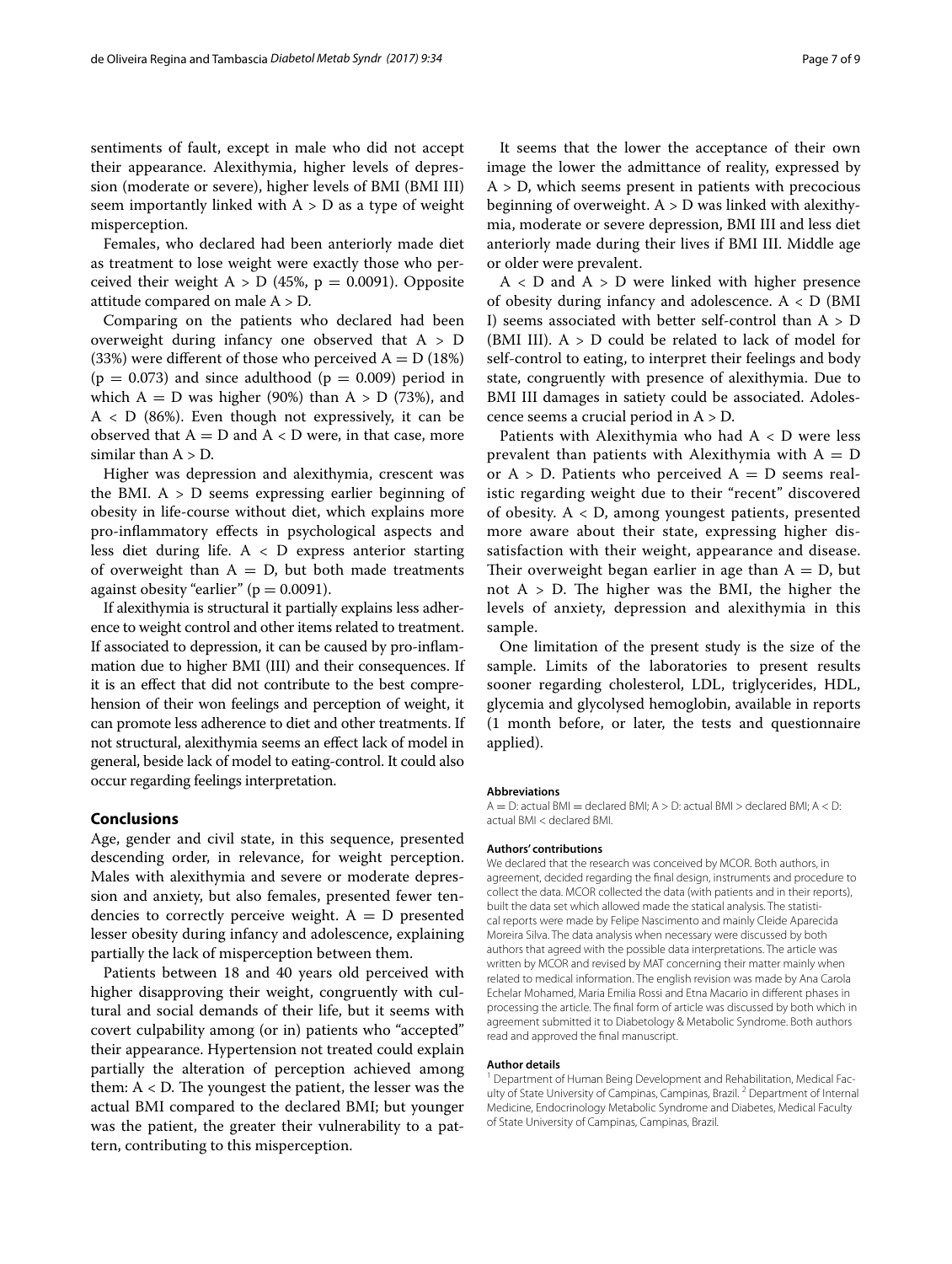sentiments of fault, except in male who did not accept their appearance. Alexithymia, higher levels of depression (moderate or severe), higher levels of BMI (BMI III) seem importantly linked with A > D as a type of weight misperception.

Females, who declared had been anteriorly made diet as treatment to lose weight were exactly those who perceived their weight A > D (45%, $p = 0.0091$). Opposite attitude compared on male A > D.

Comparing on the patients who declared had been overweight during infancy one observed that A > D (33%) were different of those who perceived A = D (18%) ($p = 0.073$) and since adulthood ($p = 0.009$) period in which A = D was higher (90%) than A > D (73%), and A < D (86%). Even though not expressively, it can be observed that A = D and A < D were, in that case, more similar than A > D.

Higher was depression and alexithymia, crescent was the BMI. A > D seems expressing earlier beginning of obesity in life-course without diet, which explains more pro-inflammatory effects in psychological aspects and less diet during life. A < D express anterior starting of overweight than A = D, but both made treatments against obesity "earlier" ($p = 0.0091$).

If alexithymia is structural it partially explains less adherence to weight control and other items related to treatment. If associated to depression, it can be caused by pro-inflammation due to higher BMI (III) and their consequences. If it is an effect that did not contribute to the best comprehension of their won feelings and perception of weight, it can promote less adherence to diet and other treatments. If not structural, alexithymia seems an effect lack of model in general, beside lack of model to eating-control. It could also occur regarding feelings interpretation.

## Conclusions

Age, gender and civil state, in this sequence, presented descending order, in relevance, for weight perception. Males with alexithymia and severe or moderate depression and anxiety, but also females, presented fewer tendencies to correctly perceive weight. A = D presented lesser obesity during infancy and adolescence, explaining partially the lack of misperception between them.

Patients between 18 and 40 years old perceived with higher disapproving their weight, congruently with cultural and social demands of their life, but it seems with covert culpability among (or in) patients who "accepted" their appearance. Hypertension not treated could explain partially the alteration of perception achieved among them: A < D. The youngest the patient, the lesser was the actual BMI compared to the declared BMI; but younger was the patient, the greater their vulnerability to a pattern, contributing to this misperception.

It seems that the lower the acceptance of their own image the lower the admittance of reality, expressed by A > D, which seems present in patients with precocious beginning of overweight. A > D was linked with alexithymia, moderate or severe depression, BMI III and less diet anteriorly made during their lives if BMI III. Middle age or older were prevalent.

A < D and A > D were linked with higher presence of obesity during infancy and adolescence. A < D (BMI I) seems associated with better self-control than A > D (BMI III). A > D could be related to lack of model for self-control to eating, to interpret their feelings and body state, congruently with presence of alexithymia. Due to BMI III damages in satiety could be associated. Adolescence seems a crucial period in A > D.

Patients with Alexithymia who had A < D were less prevalent than patients with Alexithymia with A = D or A > D. Patients who perceived A = D seems realistic regarding weight due to their "recent" discovered of obesity. A < D, among youngest patients, presented more aware about their state, expressing higher dissatisfaction with their weight, appearance and disease. Their overweight began earlier in age than A = D, but not A > D. The higher was the BMI, the higher the levels of anxiety, depression and alexithymia in this sample.

One limitation of the present study is the size of the sample. Limits of the laboratories to present results sooner regarding cholesterol, LDL, triglycerides, HDL, glycemia and glycolysed hemoglobin, available in reports (1 month before, or later, the tests and questionnaire applied).

#### Abbreviations

A = D: actual BMI = declared BMI; A > D: actual BMI > declared BMI; A < D: actual BMI < declared BMI.

#### Authors' contributions

We declared that the research was conceived by MCOR. Both authors, in agreement, decided regarding the final design, instruments and procedure to collect the data. MCOR collected the data (with patients and in their reports), built the data set which allowed made the statical analysis. The statistical reports were made by Felipe Nascimento and mainly Cleide Aparecida Moreira Silva. The data analysis when necessary were discussed by both authors that agreed with the possible data interpretations. The article was written by MCOR and revised by MAT concerning their matter mainly when related to medical information. The english revision was made by Ana Carola Echelar Mohamed, Maria Emilia Rossi and Etna Macario in different phases in processing the article. The final form of article was discussed by both which in agreement submitted it to Diabetology & Metabolic Syndrome. Both authors read and approved the final manuscript.

#### Author details

[1] Department of Human Being Development and Rehabilitation, Medical Faculty of State University of Campinas, Campinas, Brazil. [2] Department of Internal Medicine, Endocrinology Metabolic Syndrome and Diabetes, Medical Faculty of State University of Campinas, Campinas, Brazil.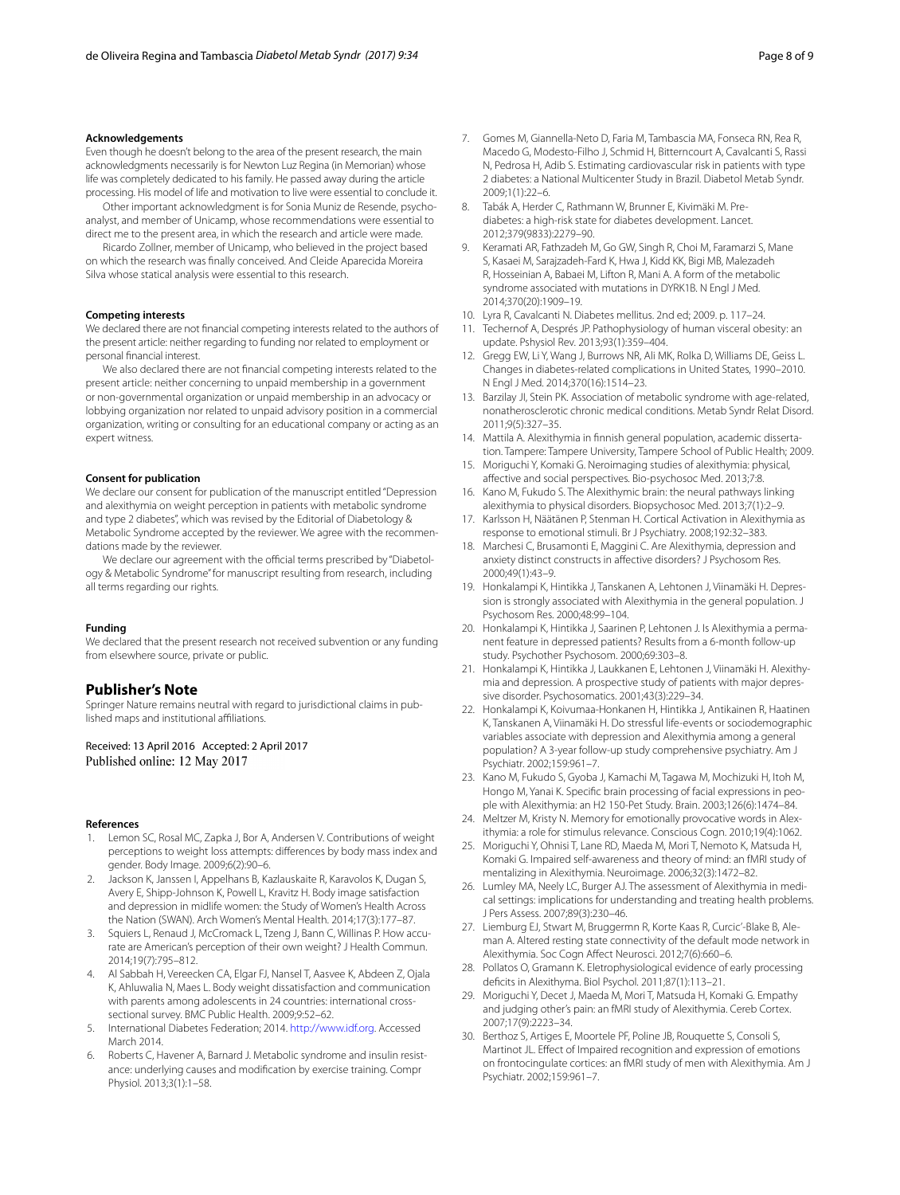#### Acknowledgements

Even though he doesn't belong to the area of the present research, the main acknowledgments necessarily is for Newton Luz Regina (in Memorian) whose life was completely dedicated to his family. He passed away during the article processing. His model of life and motivation to live were essential to conclude it.

Other important acknowledgment is for Sonia Muniz de Resende, psychoanalyst, and member of Unicamp, whose recommendations were essential to direct me to the present area, in which the research and article were made.

Ricardo Zollner, member of Unicamp, who believed in the project based on which the research was finally conceived. And Cleide Aparecida Moreira Silva whose statical analysis were essential to this research.

#### Competing interests

We declared there are not financial competing interests related to the authors of the present article: neither regarding to funding nor related to employment or personal financial interest.

We also declared there are not financial competing interests related to the present article: neither concerning to unpaid membership in a government or non-governmental organization or unpaid membership in an advocacy or lobbying organization nor related to unpaid advisory position in a commercial organization, writing or consulting for an educational company or acting as an expert witness.

#### Consent for publication

We declare our consent for publication of the manuscript entitled "Depression and alexithymia on weight perception in patients with metabolic syndrome and type 2 diabetes", which was revised by the Editorial of Diabetology & Metabolic Syndrome accepted by the reviewer. We agree with the recommendations made by the reviewer.

We declare our agreement with the official terms prescribed by "Diabetology & Metabolic Syndrome" for manuscript resulting from research, including all terms regarding our rights.

#### Funding

We declared that the present research not received subvention or any funding from elsewhere source, private or public.

## Publisher's Note

Springer Nature remains neutral with regard to jurisdictional claims in published maps and institutional affiliations.

Received: 13 April 2016 Accepted: 2 April 2017
Published online: 12 May 2017

#### References

1. Lemon SC, Rosal MC, Zapka J, Bor A, Andersen V. Contributions of weight perceptions to weight loss attempts: differences by body mass index and gender. Body Image. 2009;6(2):90–6.
2. Jackson K, Janssen I, Appelhans B, Kazlauskaite R, Karavolos K, Dugan S, Avery E, Shipp-Johnson K, Powell L, Kravitz H. Body image satisfaction and depression in midlife women: the Study of Women's Health Across the Nation (SWAN). Arch Women's Mental Health. 2014;17(3):177–87.
3. Squiers L, Renaud J, McCromack L, Tzeng J, Bann C, Willinas P. How accurate are American's perception of their own weight? J Health Commun. 2014;19(7):795–812.
4. Al Sabbah H, Vereecken CA, Elgar FJ, Nansel T, Aasvee K, Abdeen Z, Ojala K, Ahluwalia N, Maes L. Body weight dissatisfaction and communication with parents among adolescents in 24 countries: international cross-sectional survey. BMC Public Health. 2009;9:52–62.
5. International Diabetes Federation; 2014. http://www.idf.org. Accessed March 2014.
6. Roberts C, Havener A, Barnard J. Metabolic syndrome and insulin resistance: underlying causes and modification by exercise training. Compr Physiol. 2013;3(1):1–58.
7. Gomes M, Giannella-Neto D, Faria M, Tambascia MA, Fonseca RN, Rea R, Macedo G, Modesto-Filho J, Schmid H, Bitterncourt A, Cavalcanti S, Rassi N, Pedrosa H, Adib S. Estimating cardiovascular risk in patients with type 2 diabetes: a National Multicenter Study in Brazil. Diabetol Metab Syndr. 2009;1(1):22–6.
8. Tabák A, Herder C, Rathmann W, Brunner E, Kivimäki M. Prediabetes: a high-risk state for diabetes development. Lancet. 2012;379(9833):2279–90.
9. Keramati AR, Fathzadeh M, Go GW, Singh R, Choi M, Faramarzi S, Mane S, Kasaei M, Sarajzadeh-Fard K, Hwa J, Kidd KK, Bigi MB, Malezadeh R, Hosseinian A, Babaei M, Lifton R, Mani A. A form of the metabolic syndrome associated with mutations in DYRK1B. N Engl J Med. 2014;370(20):1909–19.
10. Lyra R, Cavalcanti N. Diabetes mellitus. 2nd ed; 2009. p. 117–24.
11. Techernof A, Després JP. Pathophysiology of human visceral obesity: an update. Pshysiol Rev. 2013;93(1):359–404.
12. Gregg EW, Li Y, Wang J, Burrows NR, Ali MK, Rolka D, Williams DE, Geiss L. Changes in diabetes-related complications in United States, 1990–2010. N Engl J Med. 2014;370(16):1514–23.
13. Barzilay JI, Stein PK. Association of metabolic syndrome with age-related, nonatherosclerotic chronic medical conditions. Metab Syndr Relat Disord. 2011;9(5):327–35.
14. Mattila A. Alexithymia in finnish general population, academic dissertation. Tampere: Tampere University, Tampere School of Public Health; 2009.
15. Moriguchi Y, Komaki G. Neroimaging studies of alexithymia: physical, affective and social perspectives. Bio-psychosoc Med. 2013;7:8.
16. Kano M, Fukudo S. The Alexithymic brain: the neural pathways linking alexithymia to physical disorders. Biopsychosoc Med. 2013;7(1):2–9.
17. Karlsson H, Näätänen P, Stenman H. Cortical Activation in Alexithymia as response to emotional stimuli. Br J Psychiatry. 2008;192:32–383.
18. Marchesi C, Brusamonti E, Maggini C. Are Alexithymia, depression and anxiety distinct constructs in affective disorders? J Psychosom Res. 2000;49(1):43–9.
19. Honkalampi K, Hintikka J, Tanskanen A, Lehtonen J, Viinamäki H. Depression is strongly associated with Alexithymia in the general population. J Psychosom Res. 2000;48:99–104.
20. Honkalampi K, Hintikka J, Saarinen P, Lehtonen J. Is Alexithymia a permanent feature in depressed patients? Results from a 6-month follow-up study. Psychother Psychosom. 2000;69:303–8.
21. Honkalampi K, Hintikka J, Laukkanen E, Lehtonen J, Viinamäki H. Alexithymia and depression. A prospective study of patients with major depressive disorder. Psychosomatics. 2001;43(3):229–34.
22. Honkalampi K, Koivumaa-Honkanen H, Hintikka J, Antikainen R, Haatinen K, Tanskanen A, Viinamäki H. Do stressful life-events or sociodemographic variables associate with depression and Alexithymia among a general population? A 3-year follow-up study comprehensive psychiatry. Am J Psychiatr. 2002;159:961–7.
23. Kano M, Fukudo S, Gyoba J, Kamachi M, Tagawa M, Mochizuki H, Itoh M, Hongo M, Yanai K. Specific brain processing of facial expressions in people with Alexithymia: an H2 150-Pet Study. Brain. 2003;126(6):1474–84.
24. Meltzer M, Kristy N. Memory for emotionally provocative words in Alexithymia: a role for stimulus relevance. Conscious Cogn. 2010;19(4):1062.
25. Moriguchi Y, Ohnisi T, Lane RD, Maeda M, Mori T, Nemoto K, Matsuda H, Komaki G. Impaired self-awareness and theory of mind: an fMRI study of mentalizing in Alexithymia. Neuroimage. 2006;32(3):1472–82.
26. Lumley MA, Neely LC, Burger AJ. The assessment of Alexithymia in medical settings: implications for understanding and treating health problems. J Pers Assess. 2007;89(3):230–46.
27. Liemburg EJ, Stwart M, Bruggermn R, Korte Kaas R, Curcic'-Blake B, Aleman A. Altered resting state connectivity of the default mode network in Alexithymia. Soc Cogn Affect Neurosci. 2012;7(6):660–6.
28. Pollatos O, Gramann K. Eletrophysiological evidence of early processing deficits in Alexithyma. Biol Psychol. 2011;87(1):113–21.
29. Moriguchi Y, Decet J, Maeda M, Mori T, Matsuda H, Komaki G. Empathy and judging other's pain: an fMRI study of Alexithymia. Cereb Cortex. 2007;17(9):2223–34.
30. Berthoz S, Artiges E, Moortele PF, Poline JB, Rouquette S, Consoli S, Martinot JL. Effect of Impaired recognition and expression of emotions on frontocingulate cortices: an fMRI study of men with Alexithymia. Am J Psychiatr. 2002;159:961–7.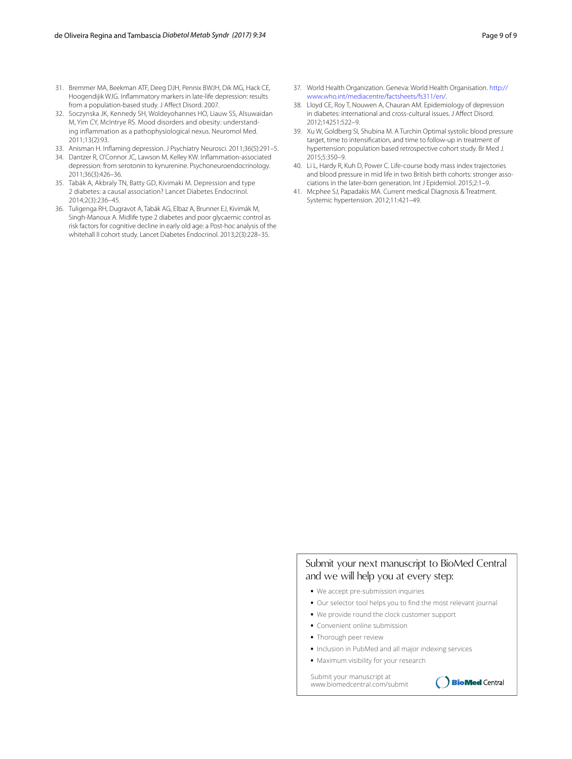31. Bremmer MA, Beekman ATF, Deeg DJH, Pennix BWJH, Dik MG, Hack CE, Hoogendijik WJG. Inflammatory markers in late-life depression: results from a population-based study. J Affect Disord. 2007.
32. Soczynska JK, Kennedy SH, Woldeyohannes HO, Liauw SS, Alsuwaidan M, Yim CY, McIntrye RS. Mood disorders and obesity: understanding inflammation as a pathophysiological nexus. Neuromol Med. 2011;13(2):93.
33. Anisman H. Inflaming depression. J Psychiatry Neurosci. 2011;36(5):291–5.
34. Dantzer R, O'Connor JC, Lawson M, Kelley KW. Inflammation-associated depression: from serotonin to kynurenine. Psychoneuroendocrinology. 2011;36(3):426–36.
35. Tabák A, Akbraly TN, Batty GD, Kivimaki M. Depression and type 2 diabetes: a causal association? Lancet Diabetes Endocrinol. 2014;2(3):236–45.
36. Tuligenga RH, Dugravot A, Tabák AG, Elbaz A, Brunner EJ, Kivimák M, Singh-Manoux A. Midlife type 2 diabetes and poor glycaemic control as risk factors for cognitive decline in early old age: a Post-hoc analysis of the whitehall II cohort study. Lancet Diabetes Endocrinol. 2013;2(3):228–35.
37. World Health Organization. Geneva: World Health Organisation. http://www.who.int/mediacentre/factsheets/fs311/en/.
38. Lloyd CE, Roy T, Nouwen A, Chauran AM. Epidemiology of depression in diabetes: international and cross-cultural issues. J Affect Disord. 2012;14251:522–9.
39. Xu W, Goldberg SI, Shubina M. A Turchin Optimal systolic blood pressure target, time to intensification, and time to follow-up in treatment of hypertension: population based retrospective cohort study. Br Med J. 2015;5:350–9.
40. Li L, Hardy R, Kuh D, Power C. Life-course body mass index trajectories and blood pressure in mid life in two British birth cohorts: stronger associations in the later-born generation. Int J Epidemiol. 2015;2:1–9.
41. Mcphee SJ, Papadakis MA. Current medical Diagnosis & Treatment. Systemic hypertension. 2012;11:421–49.

Submit your next manuscript to BioMed Central and we will help you at every step:

- We accept pre-submission inquiries
- Our selector tool helps you to find the most relevant journal
- We provide round the clock customer support
- Convenient online submission
- Thorough peer review
- Inclusion in PubMed and all major indexing services
- Maximum visibility for your research

Submit your manuscript at www.biomedcentral.com/submit

BioMed Central